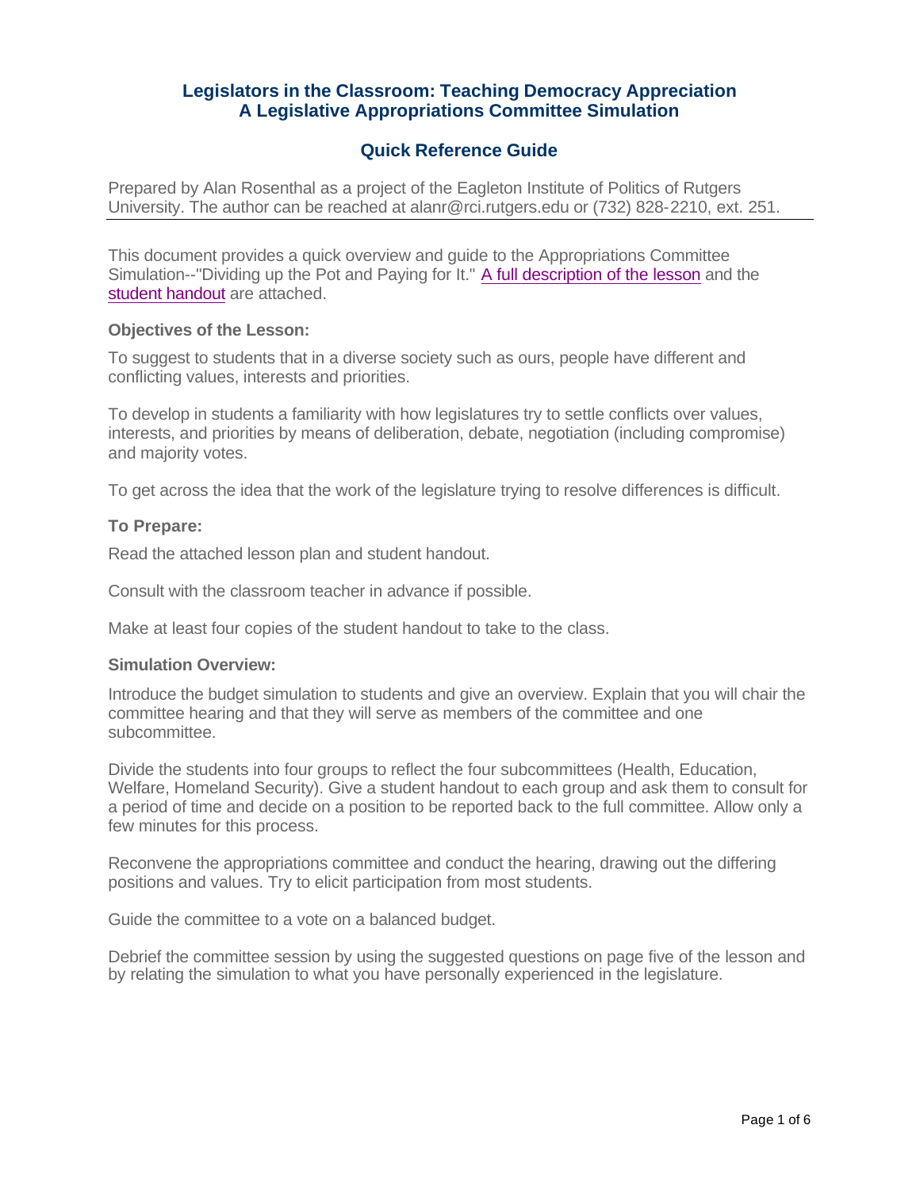# Legislators in the Classroom: Teaching Democracy Appreciation
# A Legislative Appropriations Committee Simulation

## Quick Reference Guide

Prepared by Alan Rosenthal as a project of the Eagleton Institute of Politics of Rutgers University. The author can be reached at alanr@rci.rutgers.edu or (732) 828-2210, ext. 251.

---

This document provides a quick overview and guide to the Appropriations Committee Simulation--"Dividing up the Pot and Paying for It." A full description of the lesson and the student handout are attached.

**Objectives of the Lesson:**

To suggest to students that in a diverse society such as ours, people have different and conflicting values, interests and priorities.

To develop in students a familiarity with how legislatures try to settle conflicts over values, interests, and priorities by means of deliberation, debate, negotiation (including compromise) and majority votes.

To get across the idea that the work of the legislature trying to resolve differences is difficult.

**To Prepare:**

Read the attached lesson plan and student handout.

Consult with the classroom teacher in advance if possible.

Make at least four copies of the student handout to take to the class.

**Simulation Overview:**

Introduce the budget simulation to students and give an overview. Explain that you will chair the committee hearing and that they will serve as members of the committee and one subcommittee.

Divide the students into four groups to reflect the four subcommittees (Health, Education, Welfare, Homeland Security). Give a student handout to each group and ask them to consult for a period of time and decide on a position to be reported back to the full committee. Allow only a few minutes for this process.

Reconvene the appropriations committee and conduct the hearing, drawing out the differing positions and values. Try to elicit participation from most students.

Guide the committee to a vote on a balanced budget.

Debrief the committee session by using the suggested questions on page five of the lesson and by relating the simulation to what you have personally experienced in the legislature.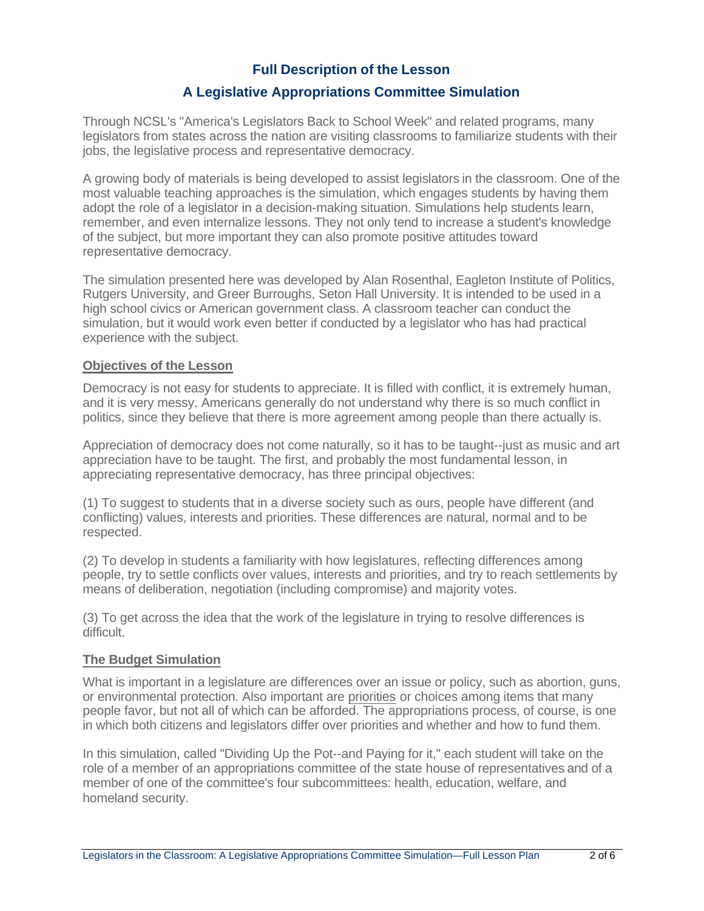## Full Description of the Lesson

## A Legislative Appropriations Committee Simulation

Through NCSL's "America's Legislators Back to School Week" and related programs, many legislators from states across the nation are visiting classrooms to familiarize students with their jobs, the legislative process and representative democracy.

A growing body of materials is being developed to assist legislators in the classroom. One of the most valuable teaching approaches is the simulation, which engages students by having them adopt the role of a legislator in a decision-making situation. Simulations help students learn, remember, and even internalize lessons. They not only tend to increase a student's knowledge of the subject, but more important they can also promote positive attitudes toward representative democracy.

The simulation presented here was developed by Alan Rosenthal, Eagleton Institute of Politics, Rutgers University, and Greer Burroughs, Seton Hall University. It is intended to be used in a high school civics or American government class. A classroom teacher can conduct the simulation, but it would work even better if conducted by a legislator who has had practical experience with the subject.

### Objectives of the Lesson

Democracy is not easy for students to appreciate. It is filled with conflict, it is extremely human, and it is very messy. Americans generally do not understand why there is so much conflict in politics, since they believe that there is more agreement among people than there actually is.

Appreciation of democracy does not come naturally, so it has to be taught--just as music and art appreciation have to be taught. The first, and probably the most fundamental lesson, in appreciating representative democracy, has three principal objectives:

(1) To suggest to students that in a diverse society such as ours, people have different (and conflicting) values, interests and priorities. These differences are natural, normal and to be respected.

(2) To develop in students a familiarity with how legislatures, reflecting differences among people, try to settle conflicts over values, interests and priorities, and try to reach settlements by means of deliberation, negotiation (including compromise) and majority votes.

(3) To get across the idea that the work of the legislature in trying to resolve differences is difficult.

### The Budget Simulation

What is important in a legislature are differences over an issue or policy, such as abortion, guns, or environmental protection. Also important are priorities or choices among items that many people favor, but not all of which can be afforded. The appropriations process, of course, is one in which both citizens and legislators differ over priorities and whether and how to fund them.

In this simulation, called "Dividing Up the Pot--and Paying for it," each student will take on the role of a member of an appropriations committee of the state house of representatives and of a member of one of the committee's four subcommittees: health, education, welfare, and homeland security.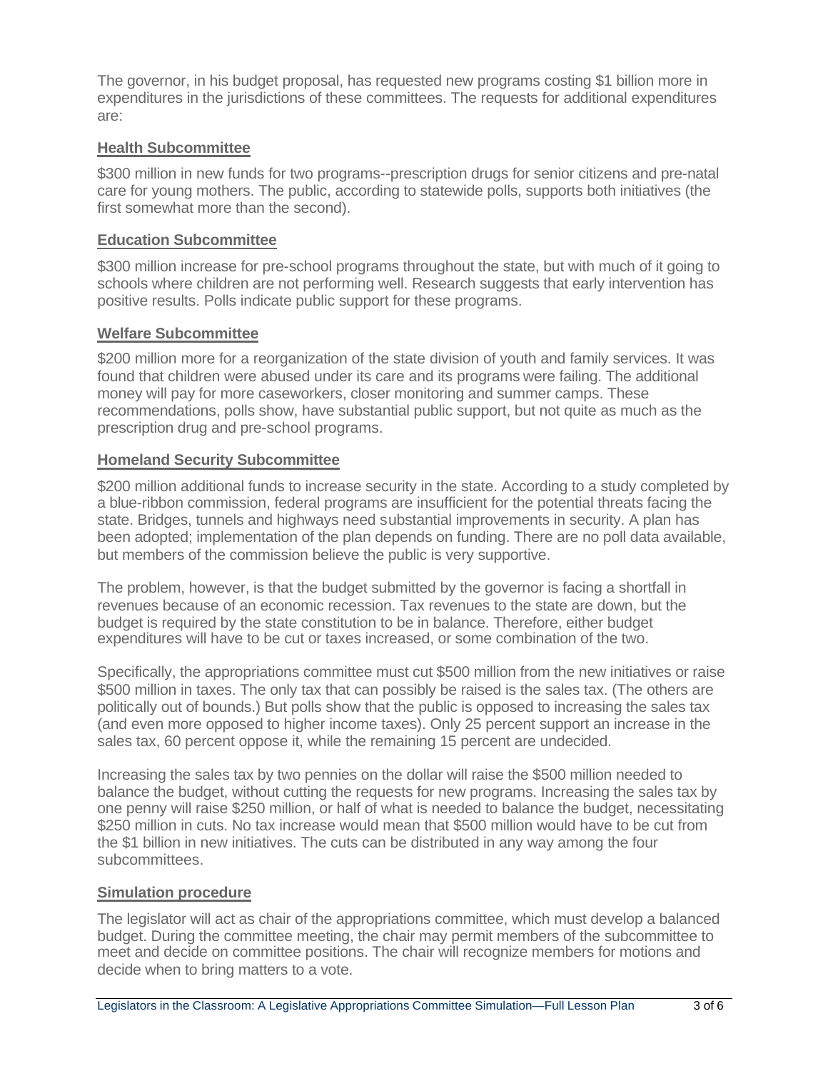The governor, in his budget proposal, has requested new programs costing $1 billion more in expenditures in the jurisdictions of these committees. The requests for additional expenditures are:

### Health Subcommittee

$300 million in new funds for two programs--prescription drugs for senior citizens and pre-natal care for young mothers. The public, according to statewide polls, supports both initiatives (the first somewhat more than the second).

### Education Subcommittee

$300 million increase for pre-school programs throughout the state, but with much of it going to schools where children are not performing well. Research suggests that early intervention has positive results. Polls indicate public support for these programs.

### Welfare Subcommittee

$200 million more for a reorganization of the state division of youth and family services. It was found that children were abused under its care and its programs were failing. The additional money will pay for more caseworkers, closer monitoring and summer camps. These recommendations, polls show, have substantial public support, but not quite as much as the prescription drug and pre-school programs.

### Homeland Security Subcommittee

$200 million additional funds to increase security in the state. According to a study completed by a blue-ribbon commission, federal programs are insufficient for the potential threats facing the state. Bridges, tunnels and highways need substantial improvements in security. A plan has been adopted; implementation of the plan depends on funding. There are no poll data available, but members of the commission believe the public is very supportive.

The problem, however, is that the budget submitted by the governor is facing a shortfall in revenues because of an economic recession. Tax revenues to the state are down, but the budget is required by the state constitution to be in balance. Therefore, either budget expenditures will have to be cut or taxes increased, or some combination of the two.

Specifically, the appropriations committee must cut $500 million from the new initiatives or raise $500 million in taxes. The only tax that can possibly be raised is the sales tax. (The others are politically out of bounds.) But polls show that the public is opposed to increasing the sales tax (and even more opposed to higher income taxes). Only 25 percent support an increase in the sales tax, 60 percent oppose it, while the remaining 15 percent are undecided.

Increasing the sales tax by two pennies on the dollar will raise the $500 million needed to balance the budget, without cutting the requests for new programs. Increasing the sales tax by one penny will raise $250 million, or half of what is needed to balance the budget, necessitating $250 million in cuts. No tax increase would mean that $500 million would have to be cut from the $1 billion in new initiatives. The cuts can be distributed in any way among the four subcommittees.

### Simulation procedure

The legislator will act as chair of the appropriations committee, which must develop a balanced budget. During the committee meeting, the chair may permit members of the subcommittee to meet and decide on committee positions. The chair will recognize members for motions and decide when to bring matters to a vote.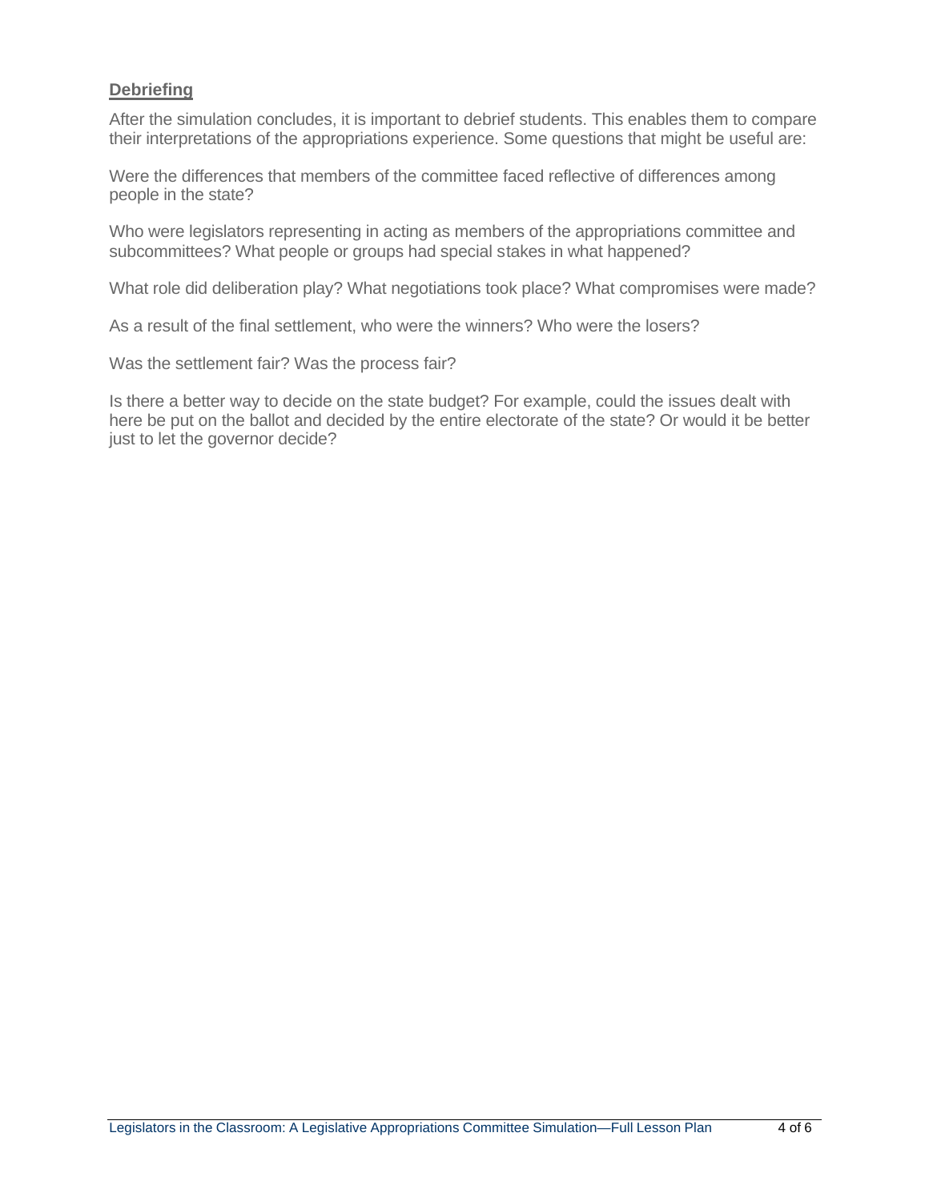## Debriefing

After the simulation concludes, it is important to debrief students. This enables them to compare their interpretations of the appropriations experience. Some questions that might be useful are:

Were the differences that members of the committee faced reflective of differences among people in the state?

Who were legislators representing in acting as members of the appropriations committee and subcommittees? What people or groups had special stakes in what happened?

What role did deliberation play? What negotiations took place? What compromises were made?

As a result of the final settlement, who were the winners? Who were the losers?

Was the settlement fair? Was the process fair?

Is there a better way to decide on the state budget? For example, could the issues dealt with here be put on the ballot and decided by the entire electorate of the state? Or would it be better just to let the governor decide?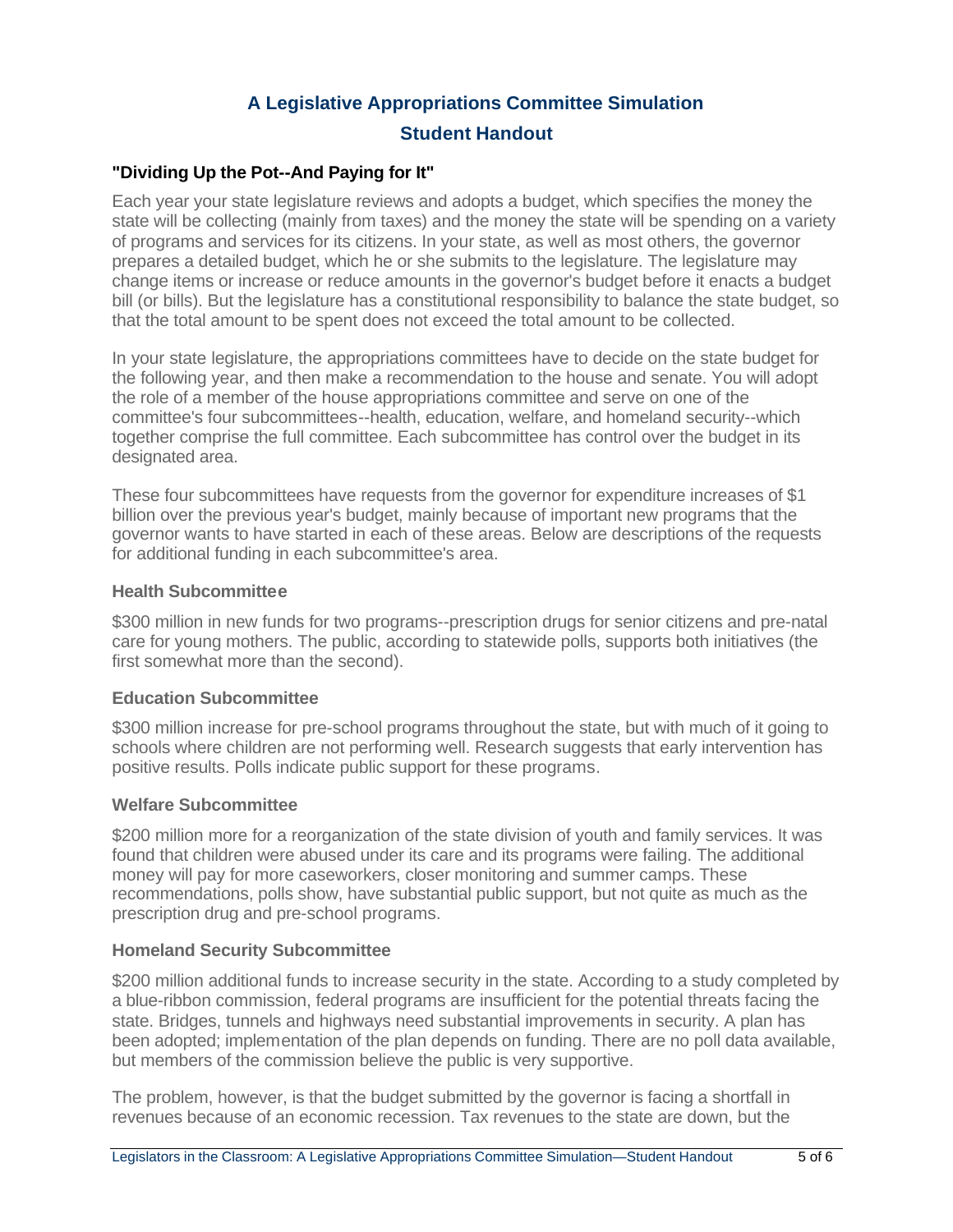# A Legislative Appropriations Committee Simulation

## Student Handout

### "Dividing Up the Pot--And Paying for It"

Each year your state legislature reviews and adopts a budget, which specifies the money the state will be collecting (mainly from taxes) and the money the state will be spending on a variety of programs and services for its citizens. In your state, as well as most others, the governor prepares a detailed budget, which he or she submits to the legislature. The legislature may change items or increase or reduce amounts in the governor's budget before it enacts a budget bill (or bills). But the legislature has a constitutional responsibility to balance the state budget, so that the total amount to be spent does not exceed the total amount to be collected.

In your state legislature, the appropriations committees have to decide on the state budget for the following year, and then make a recommendation to the house and senate. You will adopt the role of a member of the house appropriations committee and serve on one of the committee's four subcommittees--health, education, welfare, and homeland security--which together comprise the full committee. Each subcommittee has control over the budget in its designated area.

These four subcommittees have requests from the governor for expenditure increases of $1 billion over the previous year's budget, mainly because of important new programs that the governor wants to have started in each of these areas. Below are descriptions of the requests for additional funding in each subcommittee's area.

#### Health Subcommittee

$300 million in new funds for two programs--prescription drugs for senior citizens and pre-natal care for young mothers. The public, according to statewide polls, supports both initiatives (the first somewhat more than the second).

#### Education Subcommittee

$300 million increase for pre-school programs throughout the state, but with much of it going to schools where children are not performing well. Research suggests that early intervention has positive results. Polls indicate public support for these programs.

#### Welfare Subcommittee

$200 million more for a reorganization of the state division of youth and family services. It was found that children were abused under its care and its programs were failing. The additional money will pay for more caseworkers, closer monitoring and summer camps. These recommendations, polls show, have substantial public support, but not quite as much as the prescription drug and pre-school programs.

#### Homeland Security Subcommittee

$200 million additional funds to increase security in the state. According to a study completed by a blue-ribbon commission, federal programs are insufficient for the potential threats facing the state. Bridges, tunnels and highways need substantial improvements in security. A plan has been adopted; implementation of the plan depends on funding. There are no poll data available, but members of the commission believe the public is very supportive.

The problem, however, is that the budget submitted by the governor is facing a shortfall in revenues because of an economic recession. Tax revenues to the state are down, but the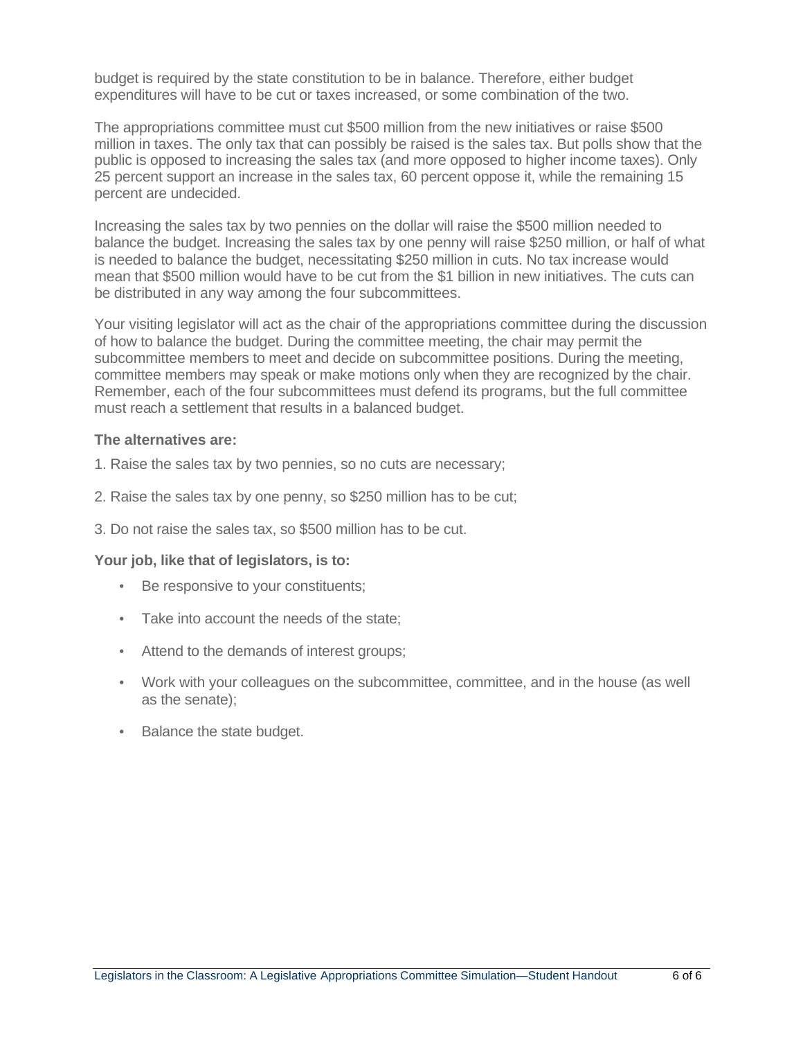budget is required by the state constitution to be in balance. Therefore, either budget expenditures will have to be cut or taxes increased, or some combination of the two.

The appropriations committee must cut $500 million from the new initiatives or raise $500 million in taxes. The only tax that can possibly be raised is the sales tax. But polls show that the public is opposed to increasing the sales tax (and more opposed to higher income taxes). Only 25 percent support an increase in the sales tax, 60 percent oppose it, while the remaining 15 percent are undecided.

Increasing the sales tax by two pennies on the dollar will raise the $500 million needed to balance the budget. Increasing the sales tax by one penny will raise $250 million, or half of what is needed to balance the budget, necessitating $250 million in cuts. No tax increase would mean that $500 million would have to be cut from the $1 billion in new initiatives. The cuts can be distributed in any way among the four subcommittees.

Your visiting legislator will act as the chair of the appropriations committee during the discussion of how to balance the budget. During the committee meeting, the chair may permit the subcommittee members to meet and decide on subcommittee positions. During the meeting, committee members may speak or make motions only when they are recognized by the chair. Remember, each of the four subcommittees must defend its programs, but the full committee must reach a settlement that results in a balanced budget.

**The alternatives are:**

1. Raise the sales tax by two pennies, so no cuts are necessary;

2. Raise the sales tax by one penny, so $250 million has to be cut;

3. Do not raise the sales tax, so $500 million has to be cut.

**Your job, like that of legislators, is to:**

- Be responsive to your constituents;
- Take into account the needs of the state;
- Attend to the demands of interest groups;
- Work with your colleagues on the subcommittee, committee, and in the house (as well as the senate);
- Balance the state budget.